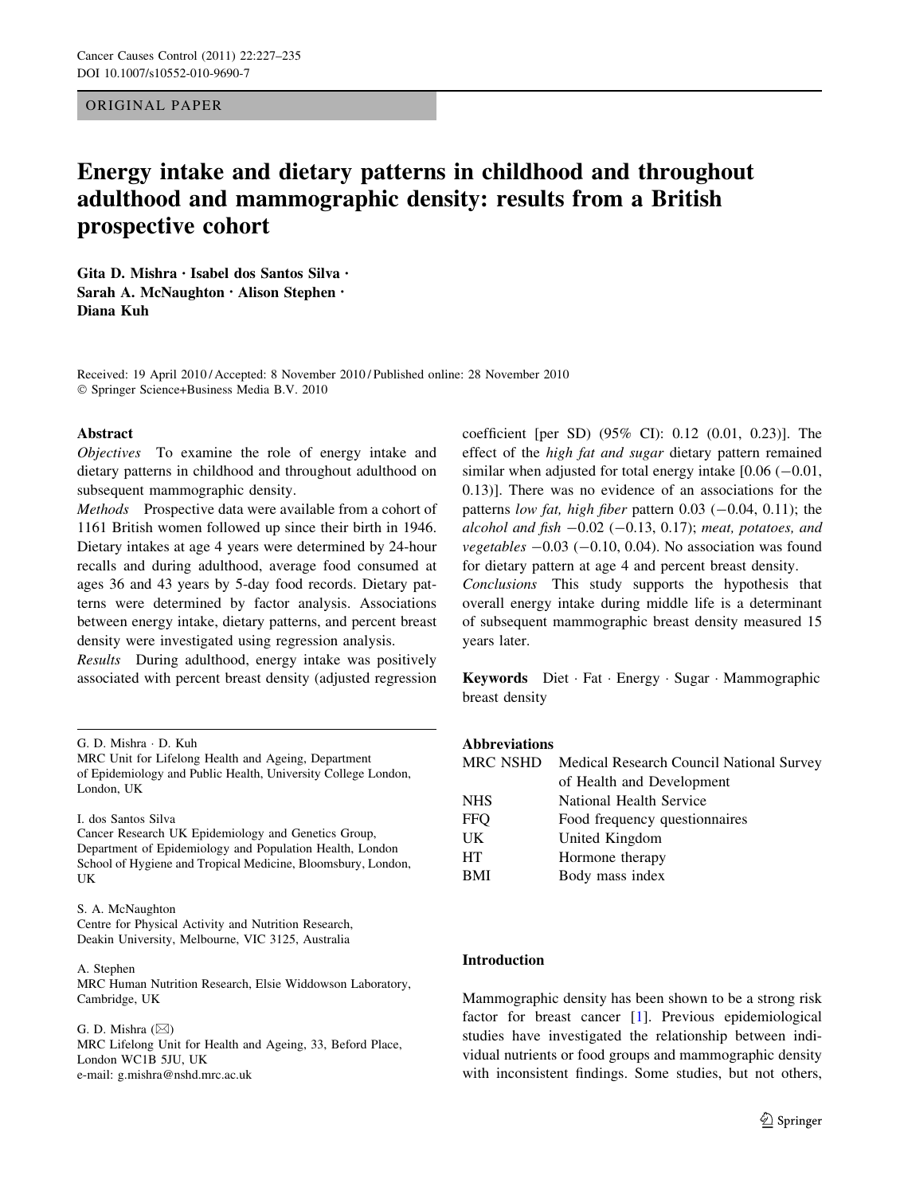ORIGINAL PAPER

# Energy intake and dietary patterns in childhood and throughout adulthood and mammographic density: results from a British prospective cohort

Gita D. Mishra · Isabel dos Santos Silva · Sarah A. McNaughton · Alison Stephen · Diana Kuh

Received: 19 April 2010 / Accepted: 8 November 2010 / Published online: 28 November 2010
© Springer Science+Business Media B.V. 2010

**Abstract**

*Objectives* To examine the role of energy intake and dietary patterns in childhood and throughout adulthood on subsequent mammographic density.

*Methods* Prospective data were available from a cohort of 1161 British women followed up since their birth in 1946. Dietary intakes at age 4 years were determined by 24-hour recalls and during adulthood, average food consumed at ages 36 and 43 years by 5-day food records. Dietary patterns were determined by factor analysis. Associations between energy intake, dietary patterns, and percent breast density were investigated using regression analysis.

*Results* During adulthood, energy intake was positively associated with percent breast density (adjusted regression coefficient [per SD) (95% CI): 0.12 (0.01, 0.23)]. The effect of the *high fat and sugar* dietary pattern remained similar when adjusted for total energy intake [0.06 (−0.01, 0.13)]. There was no evidence of an associations for the patterns *low fat, high fiber* pattern 0.03 (−0.04, 0.11); the *alcohol and fish* −0.02 (−0.13, 0.17); *meat, potatoes, and vegetables* −0.03 (−0.10, 0.04). No association was found for dietary pattern at age 4 and percent breast density.

*Conclusions* This study supports the hypothesis that overall energy intake during middle life is a determinant of subsequent mammographic breast density measured 15 years later.

**Keywords** Diet · Fat · Energy · Sugar · Mammographic breast density

G. D. Mishra · D. Kuh
MRC Unit for Lifelong Health and Ageing, Department of Epidemiology and Public Health, University College London, London, UK

I. dos Santos Silva
Cancer Research UK Epidemiology and Genetics Group, Department of Epidemiology and Population Health, London School of Hygiene and Tropical Medicine, Bloomsbury, London, UK

S. A. McNaughton
Centre for Physical Activity and Nutrition Research, Deakin University, Melbourne, VIC 3125, Australia

A. Stephen
MRC Human Nutrition Research, Elsie Widdowson Laboratory, Cambridge, UK

G. D. Mishra (✉)
MRC Lifelong Unit for Health and Ageing, 33, Beford Place, London WC1B 5JU, UK
e-mail: g.mishra@nshd.mrc.ac.uk

**Abbreviations**

| | |
|---|---|
| MRC NSHD | Medical Research Council National Survey of Health and Development |
| NHS | National Health Service |
| FFQ | Food frequency questionnaires |
| UK | United Kingdom |
| HT | Hormone therapy |
| BMI | Body mass index |

## Introduction

Mammographic density has been shown to be a strong risk factor for breast cancer [1]. Previous epidemiological studies have investigated the relationship between individual nutrients or food groups and mammographic density with inconsistent findings. Some studies, but not others,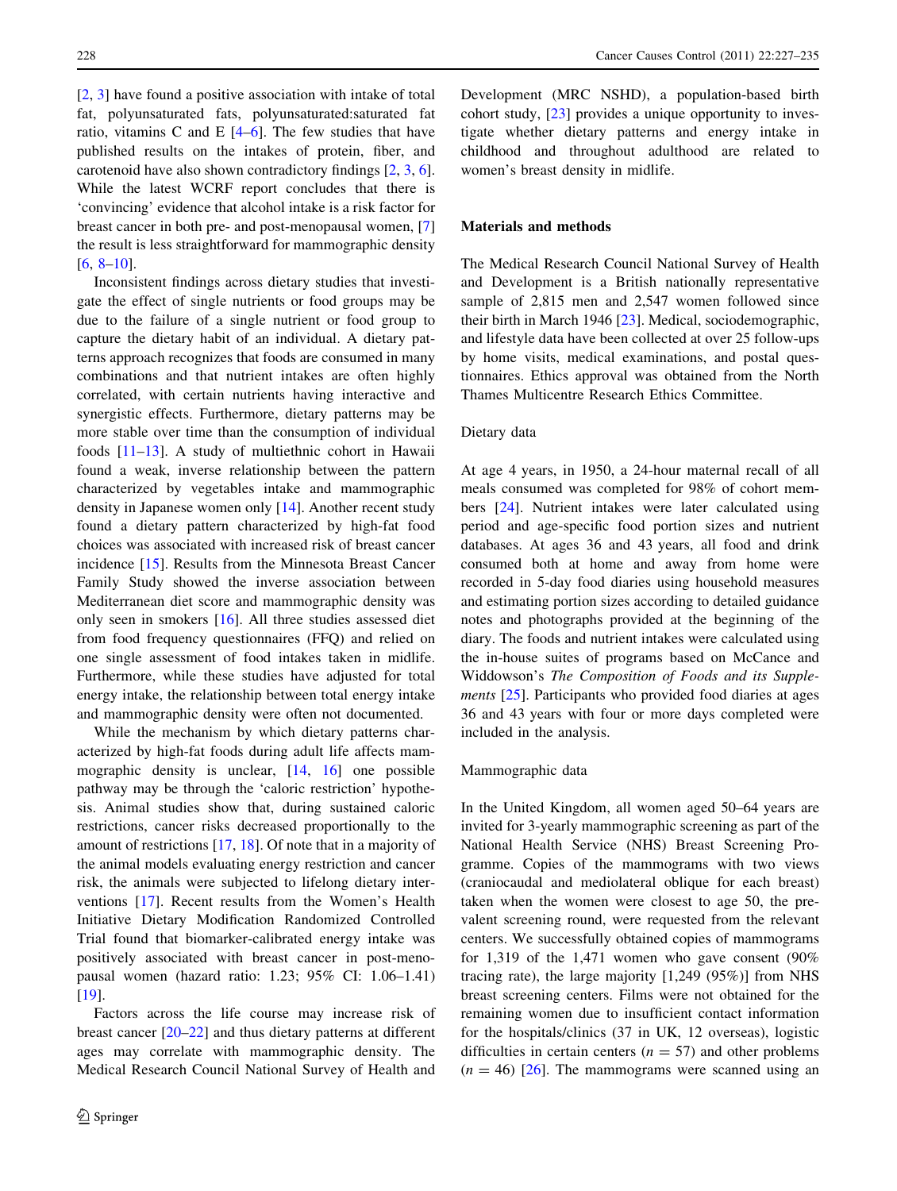[2, 3] have found a positive association with intake of total fat, polyunsaturated fats, polyunsaturated:saturated fat ratio, vitamins C and E [4–6]. The few studies that have published results on the intakes of protein, fiber, and carotenoid have also shown contradictory findings [2, 3, 6]. While the latest WCRF report concludes that there is 'convincing' evidence that alcohol intake is a risk factor for breast cancer in both pre- and post-menopausal women, [7] the result is less straightforward for mammographic density [6, 8–10].

Inconsistent findings across dietary studies that investigate the effect of single nutrients or food groups may be due to the failure of a single nutrient or food group to capture the dietary habit of an individual. A dietary patterns approach recognizes that foods are consumed in many combinations and that nutrient intakes are often highly correlated, with certain nutrients having interactive and synergistic effects. Furthermore, dietary patterns may be more stable over time than the consumption of individual foods [11–13]. A study of multiethnic cohort in Hawaii found a weak, inverse relationship between the pattern characterized by vegetables intake and mammographic density in Japanese women only [14]. Another recent study found a dietary pattern characterized by high-fat food choices was associated with increased risk of breast cancer incidence [15]. Results from the Minnesota Breast Cancer Family Study showed the inverse association between Mediterranean diet score and mammographic density was only seen in smokers [16]. All three studies assessed diet from food frequency questionnaires (FFQ) and relied on one single assessment of food intakes taken in midlife. Furthermore, while these studies have adjusted for total energy intake, the relationship between total energy intake and mammographic density were often not documented.

While the mechanism by which dietary patterns characterized by high-fat foods during adult life affects mammographic density is unclear, [14, 16] one possible pathway may be through the 'caloric restriction' hypothesis. Animal studies show that, during sustained caloric restrictions, cancer risks decreased proportionally to the amount of restrictions [17, 18]. Of note that in a majority of the animal models evaluating energy restriction and cancer risk, the animals were subjected to lifelong dietary interventions [17]. Recent results from the Women's Health Initiative Dietary Modification Randomized Controlled Trial found that biomarker-calibrated energy intake was positively associated with breast cancer in post-menopausal women (hazard ratio: 1.23; 95% CI: 1.06–1.41) [19].

Factors across the life course may increase risk of breast cancer [20–22] and thus dietary patterns at different ages may correlate with mammographic density. The Medical Research Council National Survey of Health and Development (MRC NSHD), a population-based birth cohort study, [23] provides a unique opportunity to investigate whether dietary patterns and energy intake in childhood and throughout adulthood are related to women's breast density in midlife.

## Materials and methods

The Medical Research Council National Survey of Health and Development is a British nationally representative sample of 2,815 men and 2,547 women followed since their birth in March 1946 [23]. Medical, sociodemographic, and lifestyle data have been collected at over 25 follow-ups by home visits, medical examinations, and postal questionnaires. Ethics approval was obtained from the North Thames Multicentre Research Ethics Committee.

### Dietary data

At age 4 years, in 1950, a 24-hour maternal recall of all meals consumed was completed for 98% of cohort members [24]. Nutrient intakes were later calculated using period and age-specific food portion sizes and nutrient databases. At ages 36 and 43 years, all food and drink consumed both at home and away from home were recorded in 5-day food diaries using household measures and estimating portion sizes according to detailed guidance notes and photographs provided at the beginning of the diary. The foods and nutrient intakes were calculated using the in-house suites of programs based on McCance and Widdowson's *The Composition of Foods and its Supplements* [25]. Participants who provided food diaries at ages 36 and 43 years with four or more days completed were included in the analysis.

### Mammographic data

In the United Kingdom, all women aged 50–64 years are invited for 3-yearly mammographic screening as part of the National Health Service (NHS) Breast Screening Programme. Copies of the mammograms with two views (craniocaudal and mediolateral oblique for each breast) taken when the women were closest to age 50, the prevalent screening round, were requested from the relevant centers. We successfully obtained copies of mammograms for 1,319 of the 1,471 women who gave consent (90% tracing rate), the large majority [1,249 (95%)] from NHS breast screening centers. Films were not obtained for the remaining women due to insufficient contact information for the hospitals/clinics (37 in UK, 12 overseas), logistic difficulties in certain centers ($n = 57$) and other problems ($n = 46$) [26]. The mammograms were scanned using an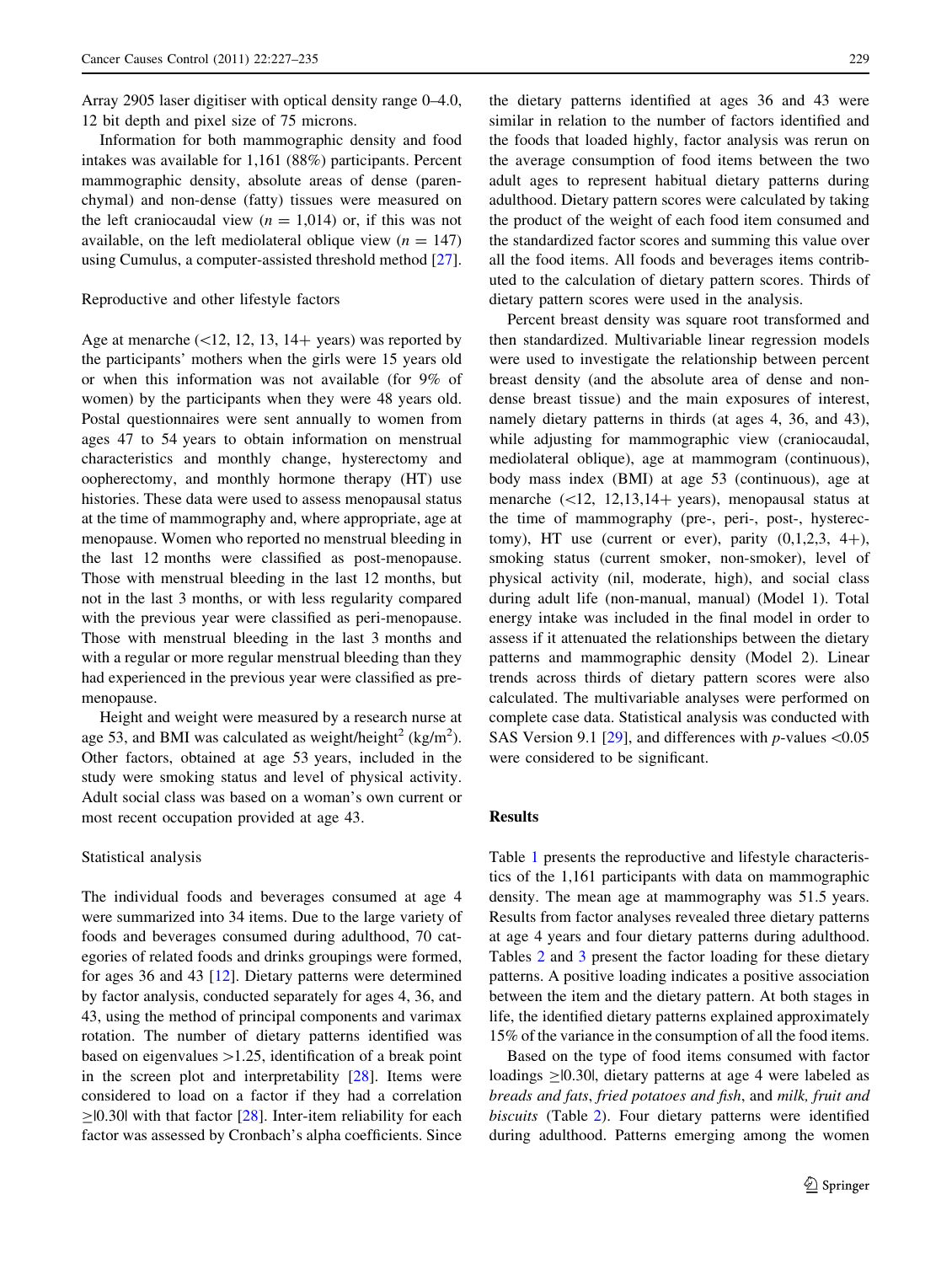Array 2905 laser digitiser with optical density range 0–4.0, 12 bit depth and pixel size of 75 microns.

Information for both mammographic density and food intakes was available for 1,161 (88%) participants. Percent mammographic density, absolute areas of dense (parenchymal) and non-dense (fatty) tissues were measured on the left craniocaudal view ($n = 1{,}014$) or, if this was not available, on the left mediolateral oblique view ($n = 147$) using Cumulus, a computer-assisted threshold method [27].

### Reproductive and other lifestyle factors

Age at menarche (<12, 12, 13, 14+ years) was reported by the participants' mothers when the girls were 15 years old or when this information was not available (for 9% of women) by the participants when they were 48 years old. Postal questionnaires were sent annually to women from ages 47 to 54 years to obtain information on menstrual characteristics and monthly change, hysterectomy and oopherectomy, and monthly hormone therapy (HT) use histories. These data were used to assess menopausal status at the time of mammography and, where appropriate, age at menopause. Women who reported no menstrual bleeding in the last 12 months were classified as post-menopause. Those with menstrual bleeding in the last 12 months, but not in the last 3 months, or with less regularity compared with the previous year were classified as peri-menopause. Those with menstrual bleeding in the last 3 months and with a regular or more regular menstrual bleeding than they had experienced in the previous year were classified as pre-menopause.

Height and weight were measured by a research nurse at age 53, and BMI was calculated as weight/height$^2$ (kg/m$^2$). Other factors, obtained at age 53 years, included in the study were smoking status and level of physical activity. Adult social class was based on a woman's own current or most recent occupation provided at age 43.

### Statistical analysis

The individual foods and beverages consumed at age 4 were summarized into 34 items. Due to the large variety of foods and beverages consumed during adulthood, 70 categories of related foods and drinks groupings were formed, for ages 36 and 43 [12]. Dietary patterns were determined by factor analysis, conducted separately for ages 4, 36, and 43, using the method of principal components and varimax rotation. The number of dietary patterns identified was based on eigenvalues >1.25, identification of a break point in the screen plot and interpretability [28]. Items were considered to load on a factor if they had a correlation ≥|0.30| with that factor [28]. Inter-item reliability for each factor was assessed by Cronbach's alpha coefficients. Since the dietary patterns identified at ages 36 and 43 were similar in relation to the number of factors identified and the foods that loaded highly, factor analysis was rerun on the average consumption of food items between the two adult ages to represent habitual dietary patterns during adulthood. Dietary pattern scores were calculated by taking the product of the weight of each food item consumed and the standardized factor scores and summing this value over all the food items. All foods and beverages items contributed to the calculation of dietary pattern scores. Thirds of dietary pattern scores were used in the analysis.

Percent breast density was square root transformed and then standardized. Multivariable linear regression models were used to investigate the relationship between percent breast density (and the absolute area of dense and non-dense breast tissue) and the main exposures of interest, namely dietary patterns in thirds (at ages 4, 36, and 43), while adjusting for mammographic view (craniocaudal, mediolateral oblique), age at mammogram (continuous), body mass index (BMI) at age 53 (continuous), age at menarche (<12, 12,13,14+ years), menopausal status at the time of mammography (pre-, peri-, post-, hysterectomy), HT use (current or ever), parity (0,1,2,3, 4+), smoking status (current smoker, non-smoker), level of physical activity (nil, moderate, high), and social class during adult life (non-manual, manual) (Model 1). Total energy intake was included in the final model in order to assess if it attenuated the relationships between the dietary patterns and mammographic density (Model 2). Linear trends across thirds of dietary pattern scores were also calculated. The multivariable analyses were performed on complete case data. Statistical analysis was conducted with SAS Version 9.1 [29], and differences with $p$-values <0.05 were considered to be significant.

## Results

Table 1 presents the reproductive and lifestyle characteristics of the 1,161 participants with data on mammographic density. The mean age at mammography was 51.5 years. Results from factor analyses revealed three dietary patterns at age 4 years and four dietary patterns during adulthood. Tables 2 and 3 present the factor loading for these dietary patterns. A positive loading indicates a positive association between the item and the dietary pattern. At both stages in life, the identified dietary patterns explained approximately 15% of the variance in the consumption of all the food items.

Based on the type of food items consumed with factor loadings ≥|0.30|, dietary patterns at age 4 were labeled as *breads and fats*, *fried potatoes and fish*, and *milk, fruit and biscuits* (Table 2). Four dietary patterns were identified during adulthood. Patterns emerging among the women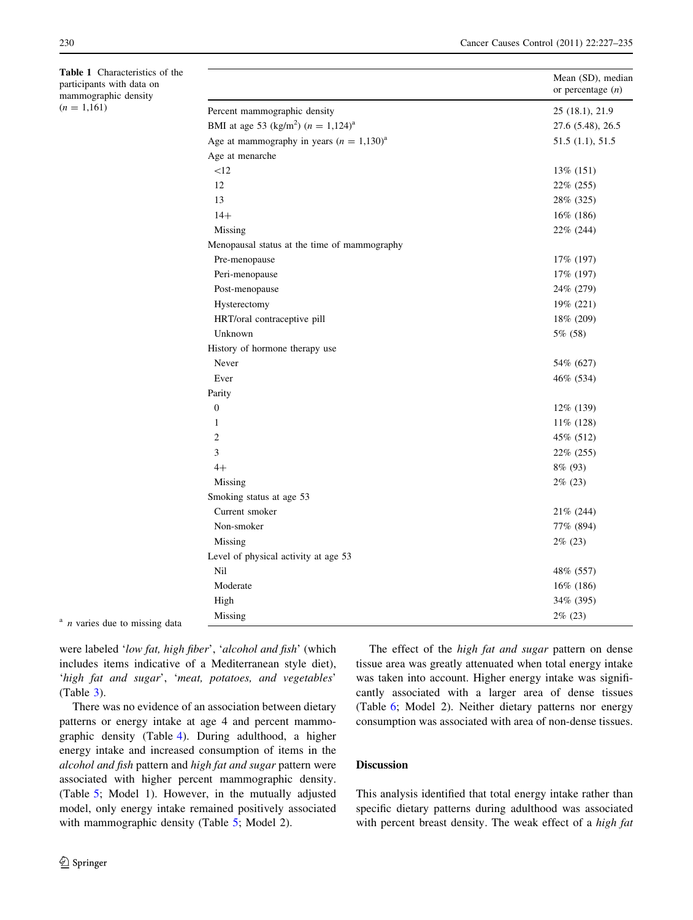**Table 1** Characteristics of the participants with data on mammographic density ($n = 1{,}161$)

| | Mean (SD), median or percentage ($n$) |
|---|---|
| Percent mammographic density | 25 (18.1), 21.9 |
| BMI at age 53 (kg/m$^2$) ($n = 1{,}124$)[a] | 27.6 (5.48), 26.5 |
| Age at mammography in years ($n = 1{,}130$)[a] | 51.5 (1.1), 51.5 |
| Age at menarche | |
| <12 | 13% (151) |
| 12 | 22% (255) |
| 13 | 28% (325) |
| 14+ | 16% (186) |
| Missing | 22% (244) |
| Menopausal status at the time of mammography | |
| Pre-menopause | 17% (197) |
| Peri-menopause | 17% (197) |
| Post-menopause | 24% (279) |
| Hysterectomy | 19% (221) |
| HRT/oral contraceptive pill | 18% (209) |
| Unknown | 5% (58) |
| History of hormone therapy use | |
| Never | 54% (627) |
| Ever | 46% (534) |
| Parity | |
| 0 | 12% (139) |
| 1 | 11% (128) |
| 2 | 45% (512) |
| 3 | 22% (255) |
| 4+ | 8% (93) |
| Missing | 2% (23) |
| Smoking status at age 53 | |
| Current smoker | 21% (244) |
| Non-smoker | 77% (894) |
| Missing | 2% (23) |
| Level of physical activity at age 53 | |
| Nil | 48% (557) |
| Moderate | 16% (186) |
| High | 34% (395) |
| Missing | 2% (23) |

[a] $n$ varies due to missing data

were labeled '*low fat, high fiber*', '*alcohol and fish*' (which includes items indicative of a Mediterranean style diet), '*high fat and sugar*', '*meat, potatoes, and vegetables*' (Table 3).

There was no evidence of an association between dietary patterns or energy intake at age 4 and percent mammographic density (Table 4). During adulthood, a higher energy intake and increased consumption of items in the *alcohol and fish* pattern and *high fat and sugar* pattern were associated with higher percent mammographic density. (Table 5; Model 1). However, in the mutually adjusted model, only energy intake remained positively associated with mammographic density (Table 5; Model 2).

The effect of the *high fat and sugar* pattern on dense tissue area was greatly attenuated when total energy intake was taken into account. Higher energy intake was significantly associated with a larger area of dense tissues (Table 6; Model 2). Neither dietary patterns nor energy consumption was associated with area of non-dense tissues.

## Discussion

This analysis identified that total energy intake rather than specific dietary patterns during adulthood was associated with percent breast density. The weak effect of a *high fat*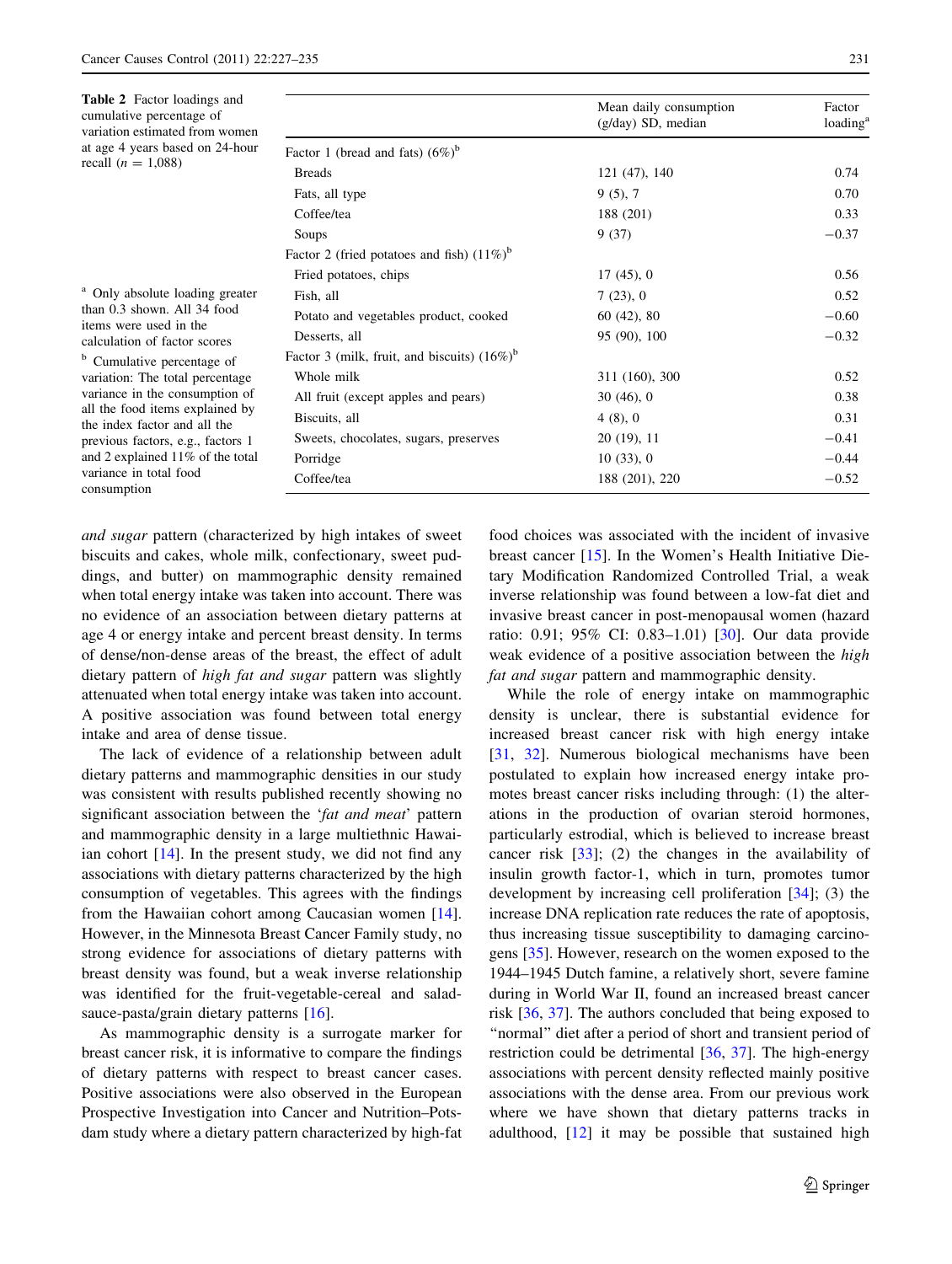**Table 2** Factor loadings and cumulative percentage of variation estimated from women at age 4 years based on 24-hour recall ($n$ = 1,088)

| | Mean daily consumption (g/day) SD, median | Factor loading[a] |
|---|---|---|
| Factor 1 (bread and fats) (6%)[b] | | |
| Breads | 121 (47), 140 | 0.74 |
| Fats, all type | 9 (5), 7 | 0.70 |
| Coffee/tea | 188 (201) | 0.33 |
| Soups | 9 (37) | −0.37 |
| Factor 2 (fried potatoes and fish) (11%)[b] | | |
| Fried potatoes, chips | 17 (45), 0 | 0.56 |
| Fish, all | 7 (23), 0 | 0.52 |
| Potato and vegetables product, cooked | 60 (42), 80 | −0.60 |
| Desserts, all | 95 (90), 100 | −0.32 |
| Factor 3 (milk, fruit, and biscuits) (16%)[b] | | |
| Whole milk | 311 (160), 300 | 0.52 |
| All fruit (except apples and pears) | 30 (46), 0 | 0.38 |
| Biscuits, all | 4 (8), 0 | 0.31 |
| Sweets, chocolates, sugars, preserves | 20 (19), 11 | −0.41 |
| Porridge | 10 (33), 0 | −0.44 |
| Coffee/tea | 188 (201), 220 | −0.52 |

[a] Only absolute loading greater than 0.3 shown. All 34 food items were used in the calculation of factor scores

[b] Cumulative percentage of variation: The total percentage variance in the consumption of all the food items explained by the index factor and all the previous factors, e.g., factors 1 and 2 explained 11% of the total variance in total food consumption

*and sugar* pattern (characterized by high intakes of sweet biscuits and cakes, whole milk, confectionary, sweet puddings, and butter) on mammographic density remained when total energy intake was taken into account. There was no evidence of an association between dietary patterns at age 4 or energy intake and percent breast density. In terms of dense/non-dense areas of the breast, the effect of adult dietary pattern of *high fat and sugar* pattern was slightly attenuated when total energy intake was taken into account. A positive association was found between total energy intake and area of dense tissue.

The lack of evidence of a relationship between adult dietary patterns and mammographic densities in our study was consistent with results published recently showing no significant association between the '*fat and meat*' pattern and mammographic density in a large multiethnic Hawaiian cohort [14]. In the present study, we did not find any associations with dietary patterns characterized by the high consumption of vegetables. This agrees with the findings from the Hawaiian cohort among Caucasian women [14]. However, in the Minnesota Breast Cancer Family study, no strong evidence for associations of dietary patterns with breast density was found, but a weak inverse relationship was identified for the fruit-vegetable-cereal and salad-sauce-pasta/grain dietary patterns [16].

As mammographic density is a surrogate marker for breast cancer risk, it is informative to compare the findings of dietary patterns with respect to breast cancer cases. Positive associations were also observed in the European Prospective Investigation into Cancer and Nutrition–Potsdam study where a dietary pattern characterized by high-fat food choices was associated with the incident of invasive breast cancer [15]. In the Women's Health Initiative Dietary Modification Randomized Controlled Trial, a weak inverse relationship was found between a low-fat diet and invasive breast cancer in post-menopausal women (hazard ratio: 0.91; 95% CI: 0.83–1.01) [30]. Our data provide weak evidence of a positive association between the *high fat and sugar* pattern and mammographic density.

While the role of energy intake on mammographic density is unclear, there is substantial evidence for increased breast cancer risk with high energy intake [31, 32]. Numerous biological mechanisms have been postulated to explain how increased energy intake promotes breast cancer risks including through: (1) the alterations in the production of ovarian steroid hormones, particularly estrodial, which is believed to increase breast cancer risk [33]; (2) the changes in the availability of insulin growth factor-1, which in turn, promotes tumor development by increasing cell proliferation [34]; (3) the increase DNA replication rate reduces the rate of apoptosis, thus increasing tissue susceptibility to damaging carcinogens [35]. However, research on the women exposed to the 1944–1945 Dutch famine, a relatively short, severe famine during in World War II, found an increased breast cancer risk [36, 37]. The authors concluded that being exposed to "normal" diet after a period of short and transient period of restriction could be detrimental [36, 37]. The high-energy associations with percent density reflected mainly positive associations with the dense area. From our previous work where we have shown that dietary patterns tracks in adulthood, [12] it may be possible that sustained high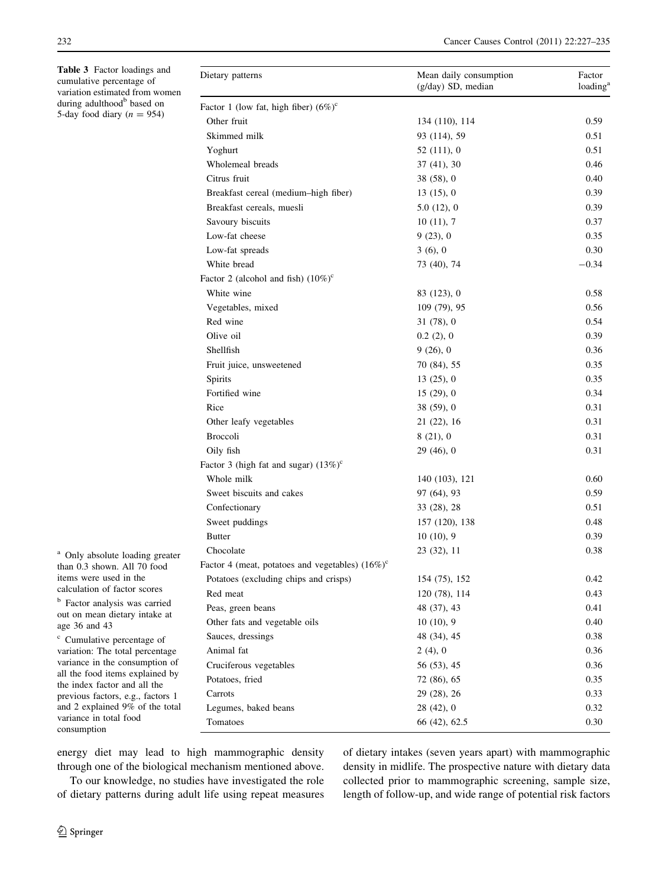**Table 3** Factor loadings and cumulative percentage of variation estimated from women during adulthood[b] based on 5-day food diary ($n = 954$)

| Dietary patterns | Mean daily consumption (g/day) SD, median | Factor loading[a] |
|---|---|---|
| Factor 1 (low fat, high fiber) (6%)[c] | | |
| Other fruit | 134 (110), 114 | 0.59 |
| Skimmed milk | 93 (114), 59 | 0.51 |
| Yoghurt | 52 (111), 0 | 0.51 |
| Wholemeal breads | 37 (41), 30 | 0.46 |
| Citrus fruit | 38 (58), 0 | 0.40 |
| Breakfast cereal (medium–high fiber) | 13 (15), 0 | 0.39 |
| Breakfast cereals, muesli | 5.0 (12), 0 | 0.39 |
| Savoury biscuits | 10 (11), 7 | 0.37 |
| Low-fat cheese | 9 (23), 0 | 0.35 |
| Low-fat spreads | 3 (6), 0 | 0.30 |
| White bread | 73 (40), 74 | −0.34 |
| Factor 2 (alcohol and fish) (10%)[c] | | |
| White wine | 83 (123), 0 | 0.58 |
| Vegetables, mixed | 109 (79), 95 | 0.56 |
| Red wine | 31 (78), 0 | 0.54 |
| Olive oil | 0.2 (2), 0 | 0.39 |
| Shellfish | 9 (26), 0 | 0.36 |
| Fruit juice, unsweetened | 70 (84), 55 | 0.35 |
| Spirits | 13 (25), 0 | 0.35 |
| Fortified wine | 15 (29), 0 | 0.34 |
| Rice | 38 (59), 0 | 0.31 |
| Other leafy vegetables | 21 (22), 16 | 0.31 |
| Broccoli | 8 (21), 0 | 0.31 |
| Oily fish | 29 (46), 0 | 0.31 |
| Factor 3 (high fat and sugar) (13%)[c] | | |
| Whole milk | 140 (103), 121 | 0.60 |
| Sweet biscuits and cakes | 97 (64), 93 | 0.59 |
| Confectionary | 33 (28), 28 | 0.51 |
| Sweet puddings | 157 (120), 138 | 0.48 |
| Butter | 10 (10), 9 | 0.39 |
| Chocolate | 23 (32), 11 | 0.38 |
| Factor 4 (meat, potatoes and vegetables) (16%)[c] | | |
| Potatoes (excluding chips and crisps) | 154 (75), 152 | 0.42 |
| Red meat | 120 (78), 114 | 0.43 |
| Peas, green beans | 48 (37), 43 | 0.41 |
| Other fats and vegetable oils | 10 (10), 9 | 0.40 |
| Sauces, dressings | 48 (34), 45 | 0.38 |
| Animal fat | 2 (4), 0 | 0.36 |
| Cruciferous vegetables | 56 (53), 45 | 0.36 |
| Potatoes, fried | 72 (86), 65 | 0.35 |
| Carrots | 29 (28), 26 | 0.33 |
| Legumes, baked beans | 28 (42), 0 | 0.32 |
| Tomatoes | 66 (42), 62.5 | 0.30 |

[a] Only absolute loading greater than 0.3 shown. All 70 food items were used in the calculation of factor scores

[b] Factor analysis was carried out on mean dietary intake at age 36 and 43

[c] Cumulative percentage of variation: The total percentage variance in the consumption of all the food items explained by the index factor and all the previous factors, e.g., factors 1 and 2 explained 9% of the total variance in total food consumption

energy diet may lead to high mammographic density through one of the biological mechanism mentioned above.

To our knowledge, no studies have investigated the role of dietary patterns during adult life using repeat measures of dietary intakes (seven years apart) with mammographic density in midlife. The prospective nature with dietary data collected prior to mammographic screening, sample size, length of follow-up, and wide range of potential risk factors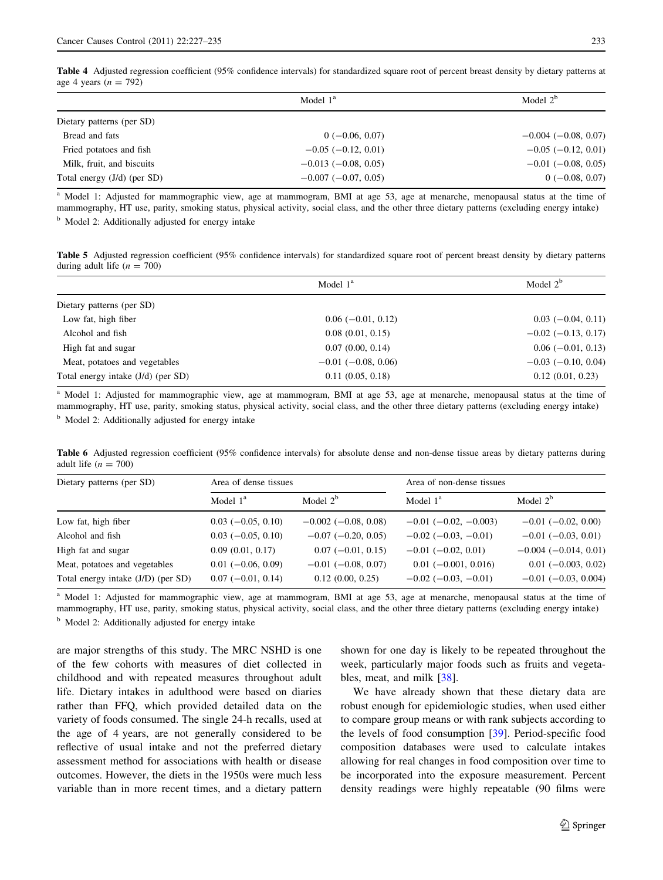**Table 4** Adjusted regression coefficient (95% confidence intervals) for standardized square root of percent breast density by dietary patterns at age 4 years ($n = 792$)

| | Model 1[a] | Model 2[b] |
|---|---|---|
| Dietary patterns (per SD) | | |
| Bread and fats | 0 (−0.06, 0.07) | −0.004 (−0.08, 0.07) |
| Fried potatoes and fish | −0.05 (−0.12, 0.01) | −0.05 (−0.12, 0.01) |
| Milk, fruit, and biscuits | −0.013 (−0.08, 0.05) | −0.01 (−0.08, 0.05) |
| Total energy (J/d) (per SD) | −0.007 (−0.07, 0.05) | 0 (−0.08, 0.07) |

[a] Model 1: Adjusted for mammographic view, age at mammogram, BMI at age 53, age at menarche, menopausal status at the time of mammography, HT use, parity, smoking status, physical activity, social class, and the other three dietary patterns (excluding energy intake)

[b] Model 2: Additionally adjusted for energy intake

**Table 5** Adjusted regression coefficient (95% confidence intervals) for standardized square root of percent breast density by dietary patterns during adult life ($n = 700$)

| | Model 1[a] | Model 2[b] |
|---|---|---|
| Dietary patterns (per SD) | | |
| Low fat, high fiber | 0.06 (−0.01, 0.12) | 0.03 (−0.04, 0.11) |
| Alcohol and fish | 0.08 (0.01, 0.15) | −0.02 (−0.13, 0.17) |
| High fat and sugar | 0.07 (0.00, 0.14) | 0.06 (−0.01, 0.13) |
| Meat, potatoes and vegetables | −0.01 (−0.08, 0.06) | −0.03 (−0.10, 0.04) |
| Total energy intake (J/d) (per SD) | 0.11 (0.05, 0.18) | 0.12 (0.01, 0.23) |

[a] Model 1: Adjusted for mammographic view, age at mammogram, BMI at age 53, age at menarche, menopausal status at the time of mammography, HT use, parity, smoking status, physical activity, social class, and the other three dietary patterns (excluding energy intake)

[b] Model 2: Additionally adjusted for energy intake

**Table 6** Adjusted regression coefficient (95% confidence intervals) for absolute dense and non-dense tissue areas by dietary patterns during adult life ($n = 700$)

| Dietary patterns (per SD) | Area of dense tissues | | Area of non-dense tissues | |
|---|---|---|---|---|
| | Model 1[a] | Model 2[b] | Model 1[a] | Model 2[b] |
| Low fat, high fiber | 0.03 (−0.05, 0.10) | −0.002 (−0.08, 0.08) | −0.01 (−0.02, −0.003) | −0.01 (−0.02, 0.00) |
| Alcohol and fish | 0.03 (−0.05, 0.10) | −0.07 (−0.20, 0.05) | −0.02 (−0.03, −0.01) | −0.01 (−0.03, 0.01) |
| High fat and sugar | 0.09 (0.01, 0.17) | 0.07 (−0.01, 0.15) | −0.01 (−0.02, 0.01) | −0.004 (−0.014, 0.01) |
| Meat, potatoes and vegetables | 0.01 (−0.06, 0.09) | −0.01 (−0.08, 0.07) | 0.01 (−0.001, 0.016) | 0.01 (−0.003, 0.02) |
| Total energy intake (J/D) (per SD) | 0.07 (−0.01, 0.14) | 0.12 (0.00, 0.25) | −0.02 (−0.03, −0.01) | −0.01 (−0.03, 0.004) |

[a] Model 1: Adjusted for mammographic view, age at mammogram, BMI at age 53, age at menarche, menopausal status at the time of mammography, HT use, parity, smoking status, physical activity, social class, and the other three dietary patterns (excluding energy intake)

[b] Model 2: Additionally adjusted for energy intake

are major strengths of this study. The MRC NSHD is one of the few cohorts with measures of diet collected in childhood and with repeated measures throughout adult life. Dietary intakes in adulthood were based on diaries rather than FFQ, which provided detailed data on the variety of foods consumed. The single 24-h recalls, used at the age of 4 years, are not generally considered to be reflective of usual intake and not the preferred dietary assessment method for associations with health or disease outcomes. However, the diets in the 1950s were much less variable than in more recent times, and a dietary pattern shown for one day is likely to be repeated throughout the week, particularly major foods such as fruits and vegetables, meat, and milk [38].

We have already shown that these dietary data are robust enough for epidemiologic studies, when used either to compare group means or with rank subjects according to the levels of food consumption [39]. Period-specific food composition databases were used to calculate intakes allowing for real changes in food composition over time to be incorporated into the exposure measurement. Percent density readings were highly repeatable (90 films were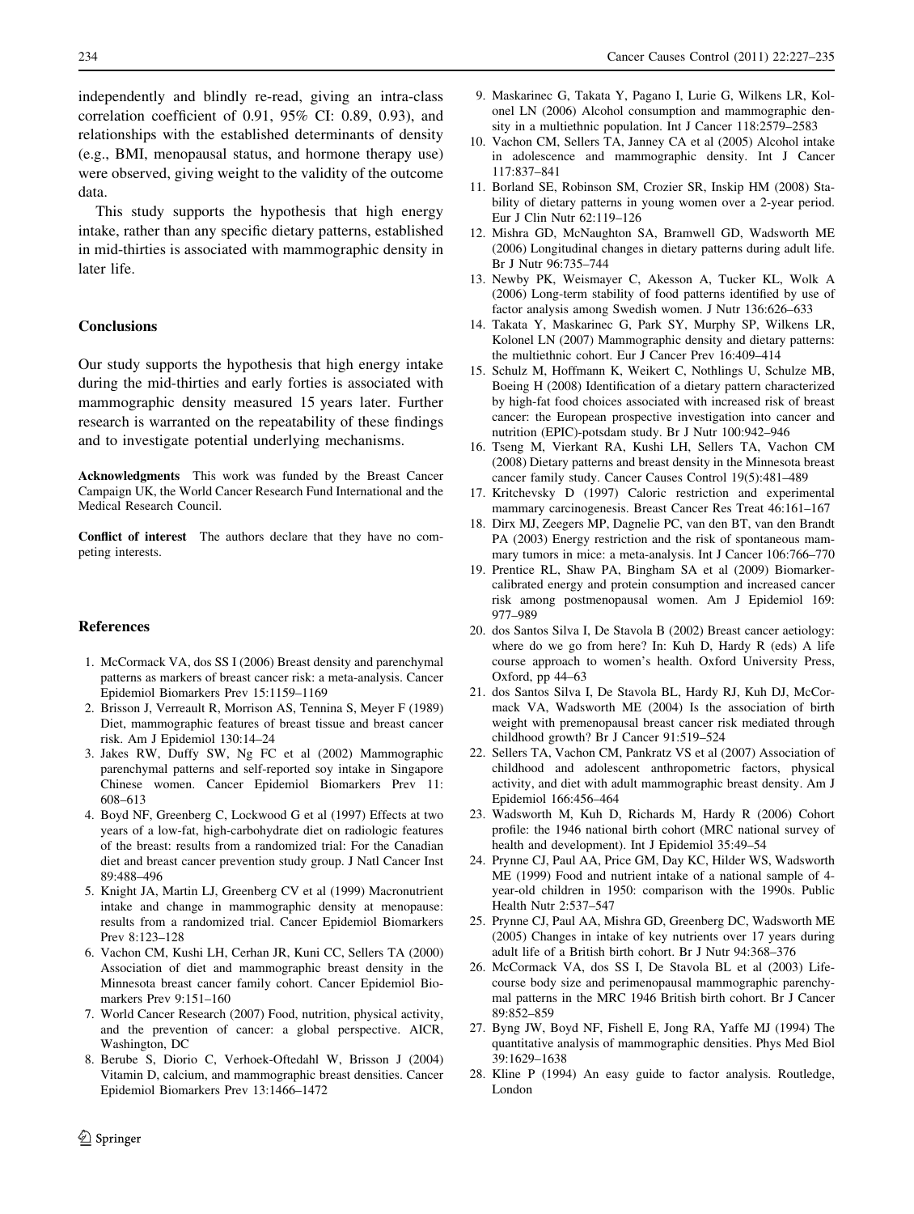independently and blindly re-read, giving an intra-class correlation coefficient of 0.91, 95% CI: 0.89, 0.93), and relationships with the established determinants of density (e.g., BMI, menopausal status, and hormone therapy use) were observed, giving weight to the validity of the outcome data.

This study supports the hypothesis that high energy intake, rather than any specific dietary patterns, established in mid-thirties is associated with mammographic density in later life.

## Conclusions

Our study supports the hypothesis that high energy intake during the mid-thirties and early forties is associated with mammographic density measured 15 years later. Further research is warranted on the repeatability of these findings and to investigate potential underlying mechanisms.

**Acknowledgments** This work was funded by the Breast Cancer Campaign UK, the World Cancer Research Fund International and the Medical Research Council.

**Conflict of interest** The authors declare that they have no competing interests.

## References

1. McCormack VA, dos SS I (2006) Breast density and parenchymal patterns as markers of breast cancer risk: a meta-analysis. Cancer Epidemiol Biomarkers Prev 15:1159–1169
2. Brisson J, Verreault R, Morrison AS, Tennina S, Meyer F (1989) Diet, mammographic features of breast tissue and breast cancer risk. Am J Epidemiol 130:14–24
3. Jakes RW, Duffy SW, Ng FC et al (2002) Mammographic parenchymal patterns and self-reported soy intake in Singapore Chinese women. Cancer Epidemiol Biomarkers Prev 11: 608–613
4. Boyd NF, Greenberg C, Lockwood G et al (1997) Effects at two years of a low-fat, high-carbohydrate diet on radiologic features of the breast: results from a randomized trial: For the Canadian diet and breast cancer prevention study group. J Natl Cancer Inst 89:488–496
5. Knight JA, Martin LJ, Greenberg CV et al (1999) Macronutrient intake and change in mammographic density at menopause: results from a randomized trial. Cancer Epidemiol Biomarkers Prev 8:123–128
6. Vachon CM, Kushi LH, Cerhan JR, Kuni CC, Sellers TA (2000) Association of diet and mammographic breast density in the Minnesota breast cancer family cohort. Cancer Epidemiol Biomarkers Prev 9:151–160
7. World Cancer Research (2007) Food, nutrition, physical activity, and the prevention of cancer: a global perspective. AICR, Washington, DC
8. Berube S, Diorio C, Verhoek-Oftedahl W, Brisson J (2004) Vitamin D, calcium, and mammographic breast densities. Cancer Epidemiol Biomarkers Prev 13:1466–1472
9. Maskarinec G, Takata Y, Pagano I, Lurie G, Wilkens LR, Kolonel LN (2006) Alcohol consumption and mammographic density in a multiethnic population. Int J Cancer 118:2579–2583
10. Vachon CM, Sellers TA, Janney CA et al (2005) Alcohol intake in adolescence and mammographic density. Int J Cancer 117:837–841
11. Borland SE, Robinson SM, Crozier SR, Inskip HM (2008) Stability of dietary patterns in young women over a 2-year period. Eur J Clin Nutr 62:119–126
12. Mishra GD, McNaughton SA, Bramwell GD, Wadsworth ME (2006) Longitudinal changes in dietary patterns during adult life. Br J Nutr 96:735–744
13. Newby PK, Weismayer C, Akesson A, Tucker KL, Wolk A (2006) Long-term stability of food patterns identified by use of factor analysis among Swedish women. J Nutr 136:626–633
14. Takata Y, Maskarinec G, Park SY, Murphy SP, Wilkens LR, Kolonel LN (2007) Mammographic density and dietary patterns: the multiethnic cohort. Eur J Cancer Prev 16:409–414
15. Schulz M, Hoffmann K, Weikert C, Nothlings U, Schulze MB, Boeing H (2008) Identification of a dietary pattern characterized by high-fat food choices associated with increased risk of breast cancer: the European prospective investigation into cancer and nutrition (EPIC)-potsdam study. Br J Nutr 100:942–946
16. Tseng M, Vierkant RA, Kushi LH, Sellers TA, Vachon CM (2008) Dietary patterns and breast density in the Minnesota breast cancer family study. Cancer Causes Control 19(5):481–489
17. Kritchevsky D (1997) Caloric restriction and experimental mammary carcinogenesis. Breast Cancer Res Treat 46:161–167
18. Dirx MJ, Zeegers MP, Dagnelie PC, van den BT, van den Brandt PA (2003) Energy restriction and the risk of spontaneous mammary tumors in mice: a meta-analysis. Int J Cancer 106:766–770
19. Prentice RL, Shaw PA, Bingham SA et al (2009) Biomarker-calibrated energy and protein consumption and increased cancer risk among postmenopausal women. Am J Epidemiol 169: 977–989
20. dos Santos Silva I, De Stavola B (2002) Breast cancer aetiology: where do we go from here? In: Kuh D, Hardy R (eds) A life course approach to women's health. Oxford University Press, Oxford, pp 44–63
21. dos Santos Silva I, De Stavola BL, Hardy RJ, Kuh DJ, McCormack VA, Wadsworth ME (2004) Is the association of birth weight with premenopausal breast cancer risk mediated through childhood growth? Br J Cancer 91:519–524
22. Sellers TA, Vachon CM, Pankratz VS et al (2007) Association of childhood and adolescent anthropometric factors, physical activity, and diet with adult mammographic breast density. Am J Epidemiol 166:456–464
23. Wadsworth M, Kuh D, Richards M, Hardy R (2006) Cohort profile: the 1946 national birth cohort (MRC national survey of health and development). Int J Epidemiol 35:49–54
24. Prynne CJ, Paul AA, Price GM, Day KC, Hilder WS, Wadsworth ME (1999) Food and nutrient intake of a national sample of 4-year-old children in 1950: comparison with the 1990s. Public Health Nutr 2:537–547
25. Prynne CJ, Paul AA, Mishra GD, Greenberg DC, Wadsworth ME (2005) Changes in intake of key nutrients over 17 years during adult life of a British birth cohort. Br J Nutr 94:368–376
26. McCormack VA, dos SS I, De Stavola BL et al (2003) Life-course body size and perimenopausal mammographic parenchymal patterns in the MRC 1946 British birth cohort. Br J Cancer 89:852–859
27. Byng JW, Boyd NF, Fishell E, Jong RA, Yaffe MJ (1994) The quantitative analysis of mammographic densities. Phys Med Biol 39:1629–1638
28. Kline P (1994) An easy guide to factor analysis. Routledge, London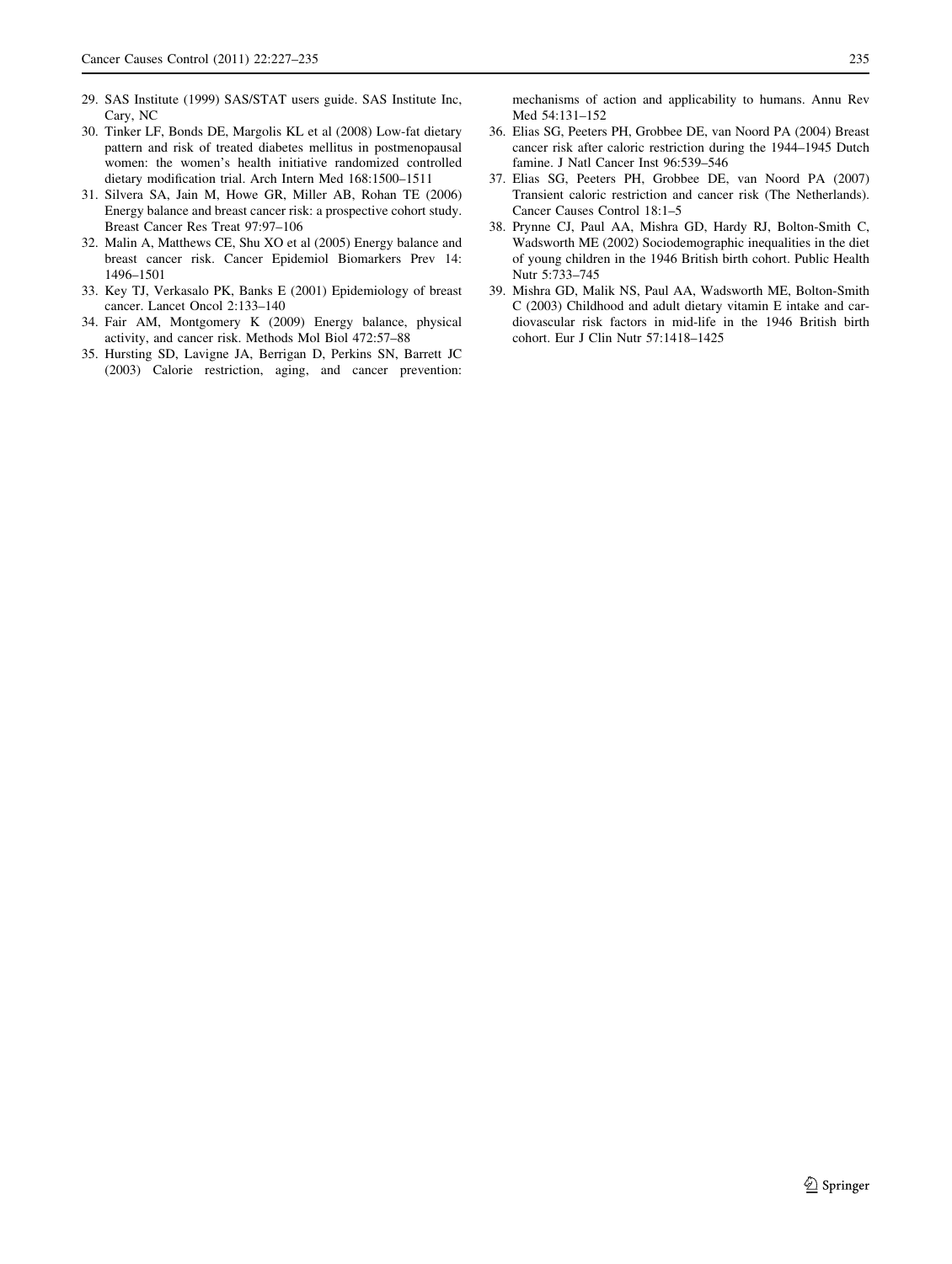29. SAS Institute (1999) SAS/STAT users guide. SAS Institute Inc, Cary, NC
30. Tinker LF, Bonds DE, Margolis KL et al (2008) Low-fat dietary pattern and risk of treated diabetes mellitus in postmenopausal women: the women's health initiative randomized controlled dietary modification trial. Arch Intern Med 168:1500–1511
31. Silvera SA, Jain M, Howe GR, Miller AB, Rohan TE (2006) Energy balance and breast cancer risk: a prospective cohort study. Breast Cancer Res Treat 97:97–106
32. Malin A, Matthews CE, Shu XO et al (2005) Energy balance and breast cancer risk. Cancer Epidemiol Biomarkers Prev 14: 1496–1501
33. Key TJ, Verkasalo PK, Banks E (2001) Epidemiology of breast cancer. Lancet Oncol 2:133–140
34. Fair AM, Montgomery K (2009) Energy balance, physical activity, and cancer risk. Methods Mol Biol 472:57–88
35. Hursting SD, Lavigne JA, Berrigan D, Perkins SN, Barrett JC (2003) Calorie restriction, aging, and cancer prevention: mechanisms of action and applicability to humans. Annu Rev Med 54:131–152
36. Elias SG, Peeters PH, Grobbee DE, van Noord PA (2004) Breast cancer risk after caloric restriction during the 1944–1945 Dutch famine. J Natl Cancer Inst 96:539–546
37. Elias SG, Peeters PH, Grobbee DE, van Noord PA (2007) Transient caloric restriction and cancer risk (The Netherlands). Cancer Causes Control 18:1–5
38. Prynne CJ, Paul AA, Mishra GD, Hardy RJ, Bolton-Smith C, Wadsworth ME (2002) Sociodemographic inequalities in the diet of young children in the 1946 British birth cohort. Public Health Nutr 5:733–745
39. Mishra GD, Malik NS, Paul AA, Wadsworth ME, Bolton-Smith C (2003) Childhood and adult dietary vitamin E intake and cardiovascular risk factors in mid-life in the 1946 British birth cohort. Eur J Clin Nutr 57:1418–1425